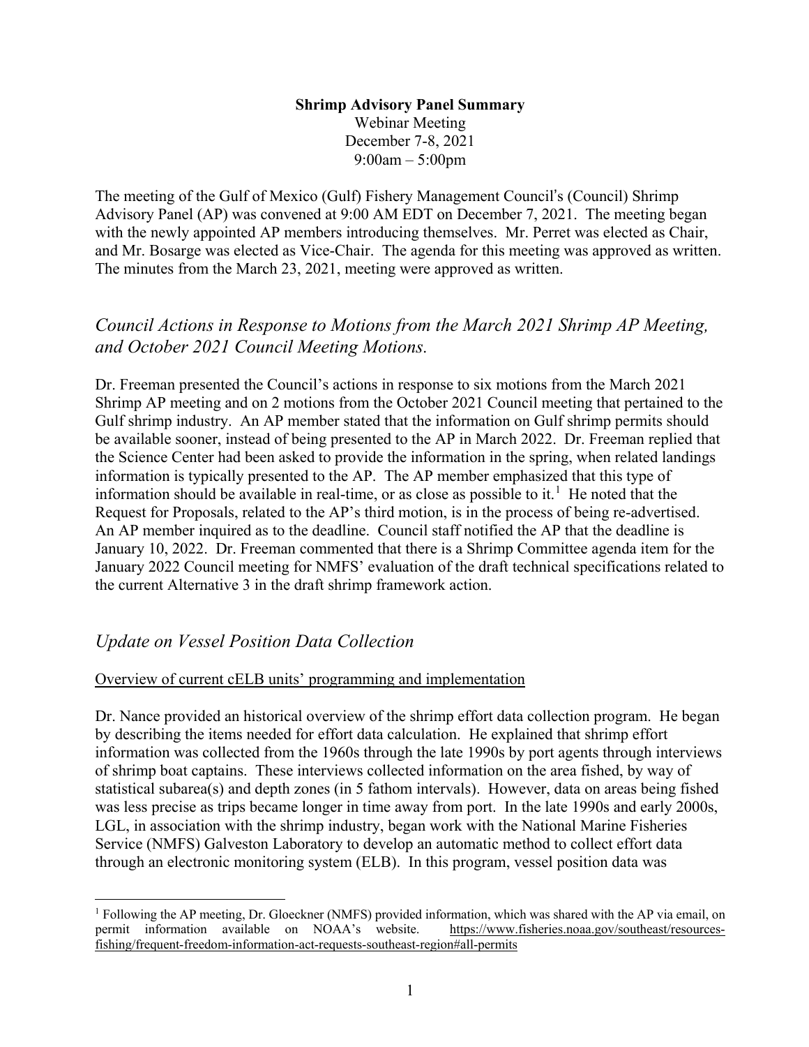**Shrimp Advisory Panel Summary**

Webinar Meeting

December 7-8, 2021

9:00am – 5:00pm

The meeting of the Gulf of Mexico (Gulf) Fishery Management Council's (Council) Shrimp Advisory Panel (AP) was convened at 9:00 AM EDT on December 7, 2021. The meeting began with the newly appointed AP members introducing themselves. Mr. Perret was elected as Chair, and Mr. Bosarge was elected as Vice-Chair. The agenda for this meeting was approved as written. The minutes from the March 23, 2021, meeting were approved as written.

## *Council Actions in Response to Motions from the March 2021 Shrimp AP Meeting, and October 2021 Council Meeting Motions.*

Dr. Freeman presented the Council's actions in response to six motions from the March 2021 Shrimp AP meeting and on 2 motions from the October 2021 Council meeting that pertained to the Gulf shrimp industry. An AP member stated that the information on Gulf shrimp permits should be available sooner, instead of being presented to the AP in March 2022. Dr. Freeman replied that the Science Center had been asked to provide the information in the spring, when related landings information is typically presented to the AP. The AP member emphasized that this type of information should be available in real-time, or as close as possible to it.[1] He noted that the Request for Proposals, related to the AP's third motion, is in the process of being re-advertised. An AP member inquired as to the deadline. Council staff notified the AP that the deadline is January 10, 2022. Dr. Freeman commented that there is a Shrimp Committee agenda item for the January 2022 Council meeting for NMFS' evaluation of the draft technical specifications related to the current Alternative 3 in the draft shrimp framework action.

## *Update on Vessel Position Data Collection*

<u>Overview of current cELB units' programming and implementation</u>

Dr. Nance provided an historical overview of the shrimp effort data collection program. He began by describing the items needed for effort data calculation. He explained that shrimp effort information was collected from the 1960s through the late 1990s by port agents through interviews of shrimp boat captains. These interviews collected information on the area fished, by way of statistical subarea(s) and depth zones (in 5 fathom intervals). However, data on areas being fished was less precise as trips became longer in time away from port. In the late 1990s and early 2000s, LGL, in association with the shrimp industry, began work with the National Marine Fisheries Service (NMFS) Galveston Laboratory to develop an automatic method to collect effort data through an electronic monitoring system (ELB). In this program, vessel position data was

[1] Following the AP meeting, Dr. Gloeckner (NMFS) provided information, which was shared with the AP via email, on permit information available on NOAA's website. https://www.fisheries.noaa.gov/southeast/resources-fishing/frequent-freedom-information-act-requests-southeast-region#all-permits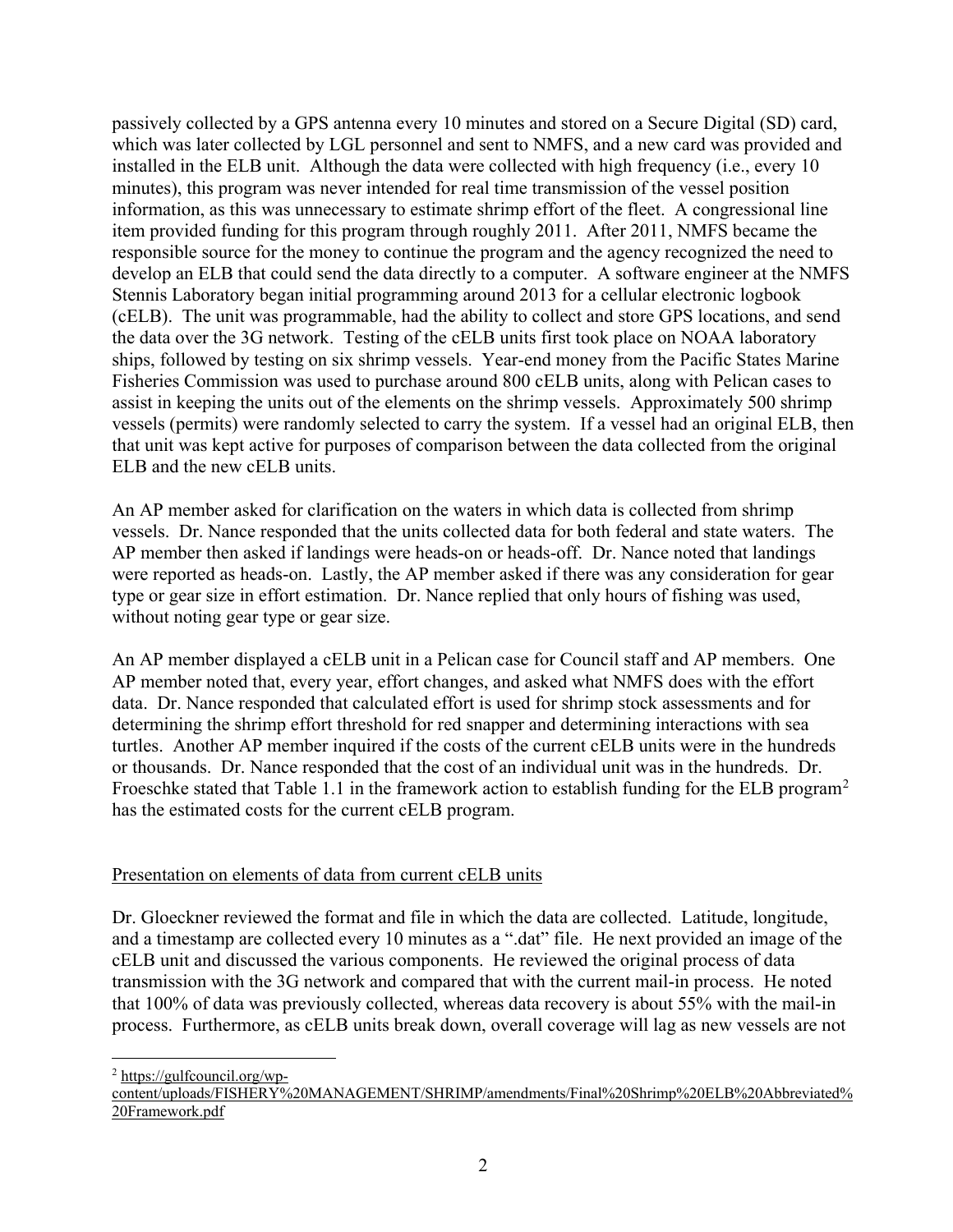passively collected by a GPS antenna every 10 minutes and stored on a Secure Digital (SD) card, which was later collected by LGL personnel and sent to NMFS, and a new card was provided and installed in the ELB unit. Although the data were collected with high frequency (i.e., every 10 minutes), this program was never intended for real time transmission of the vessel position information, as this was unnecessary to estimate shrimp effort of the fleet. A congressional line item provided funding for this program through roughly 2011. After 2011, NMFS became the responsible source for the money to continue the program and the agency recognized the need to develop an ELB that could send the data directly to a computer. A software engineer at the NMFS Stennis Laboratory began initial programming around 2013 for a cellular electronic logbook (cELB). The unit was programmable, had the ability to collect and store GPS locations, and send the data over the 3G network. Testing of the cELB units first took place on NOAA laboratory ships, followed by testing on six shrimp vessels. Year-end money from the Pacific States Marine Fisheries Commission was used to purchase around 800 cELB units, along with Pelican cases to assist in keeping the units out of the elements on the shrimp vessels. Approximately 500 shrimp vessels (permits) were randomly selected to carry the system. If a vessel had an original ELB, then that unit was kept active for purposes of comparison between the data collected from the original ELB and the new cELB units.

An AP member asked for clarification on the waters in which data is collected from shrimp vessels. Dr. Nance responded that the units collected data for both federal and state waters. The AP member then asked if landings were heads-on or heads-off. Dr. Nance noted that landings were reported as heads-on. Lastly, the AP member asked if there was any consideration for gear type or gear size in effort estimation. Dr. Nance replied that only hours of fishing was used, without noting gear type or gear size.

An AP member displayed a cELB unit in a Pelican case for Council staff and AP members. One AP member noted that, every year, effort changes, and asked what NMFS does with the effort data. Dr. Nance responded that calculated effort is used for shrimp stock assessments and for determining the shrimp effort threshold for red snapper and determining interactions with sea turtles. Another AP member inquired if the costs of the current cELB units were in the hundreds or thousands. Dr. Nance responded that the cost of an individual unit was in the hundreds. Dr. Froeschke stated that Table 1.1 in the framework action to establish funding for the ELB program[2] has the estimated costs for the current cELB program.

Presentation on elements of data from current cELB units

Dr. Gloeckner reviewed the format and file in which the data are collected. Latitude, longitude, and a timestamp are collected every 10 minutes as a ".dat" file. He next provided an image of the cELB unit and discussed the various components. He reviewed the original process of data transmission with the 3G network and compared that with the current mail-in process. He noted that 100% of data was previously collected, whereas data recovery is about 55% with the mail-in process. Furthermore, as cELB units break down, overall coverage will lag as new vessels are not

[2] https://gulfcouncil.org/wp-content/uploads/FISHERY%20MANAGEMENT/SHRIMP/amendments/Final%20Shrimp%20ELB%20Abbreviated%20Framework.pdf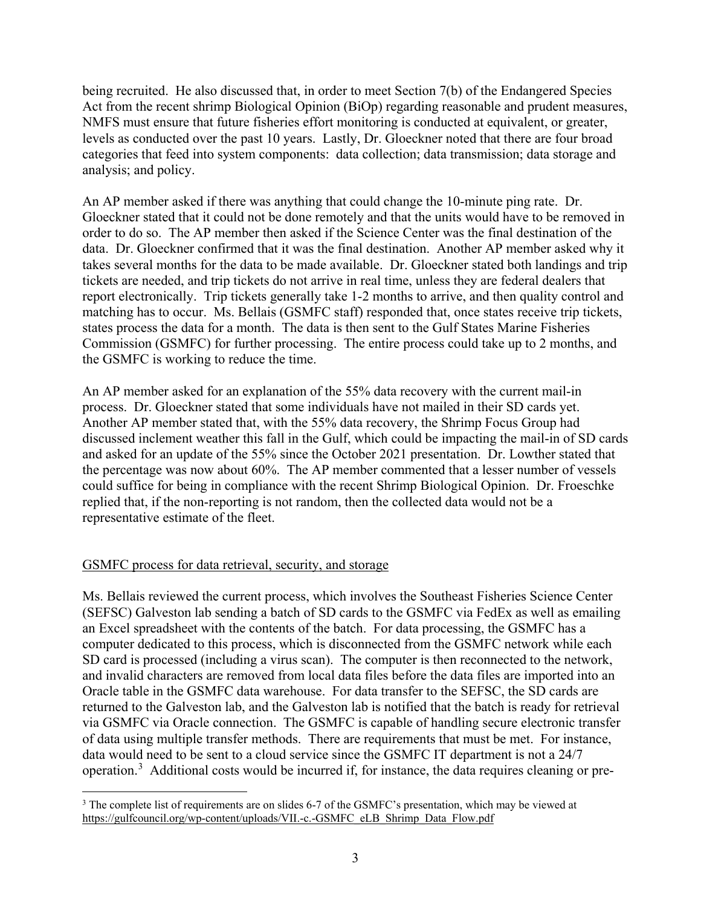being recruited. He also discussed that, in order to meet Section 7(b) of the Endangered Species Act from the recent shrimp Biological Opinion (BiOp) regarding reasonable and prudent measures, NMFS must ensure that future fisheries effort monitoring is conducted at equivalent, or greater, levels as conducted over the past 10 years. Lastly, Dr. Gloeckner noted that there are four broad categories that feed into system components: data collection; data transmission; data storage and analysis; and policy.

An AP member asked if there was anything that could change the 10-minute ping rate. Dr. Gloeckner stated that it could not be done remotely and that the units would have to be removed in order to do so. The AP member then asked if the Science Center was the final destination of the data. Dr. Gloeckner confirmed that it was the final destination. Another AP member asked why it takes several months for the data to be made available. Dr. Gloeckner stated both landings and trip tickets are needed, and trip tickets do not arrive in real time, unless they are federal dealers that report electronically. Trip tickets generally take 1-2 months to arrive, and then quality control and matching has to occur. Ms. Bellais (GSMFC staff) responded that, once states receive trip tickets, states process the data for a month. The data is then sent to the Gulf States Marine Fisheries Commission (GSMFC) for further processing. The entire process could take up to 2 months, and the GSMFC is working to reduce the time.

An AP member asked for an explanation of the 55% data recovery with the current mail-in process. Dr. Gloeckner stated that some individuals have not mailed in their SD cards yet. Another AP member stated that, with the 55% data recovery, the Shrimp Focus Group had discussed inclement weather this fall in the Gulf, which could be impacting the mail-in of SD cards and asked for an update of the 55% since the October 2021 presentation. Dr. Lowther stated that the percentage was now about 60%. The AP member commented that a lesser number of vessels could suffice for being in compliance with the recent Shrimp Biological Opinion. Dr. Froeschke replied that, if the non-reporting is not random, then the collected data would not be a representative estimate of the fleet.

<u>GSMFC process for data retrieval, security, and storage</u>

Ms. Bellais reviewed the current process, which involves the Southeast Fisheries Science Center (SEFSC) Galveston lab sending a batch of SD cards to the GSMFC via FedEx as well as emailing an Excel spreadsheet with the contents of the batch. For data processing, the GSMFC has a computer dedicated to this process, which is disconnected from the GSMFC network while each SD card is processed (including a virus scan). The computer is then reconnected to the network, and invalid characters are removed from local data files before the data files are imported into an Oracle table in the GSMFC data warehouse. For data transfer to the SEFSC, the SD cards are returned to the Galveston lab, and the Galveston lab is notified that the batch is ready for retrieval via GSMFC via Oracle connection. The GSMFC is capable of handling secure electronic transfer of data using multiple transfer methods. There are requirements that must be met. For instance, data would need to be sent to a cloud service since the GSMFC IT department is not a 24/7 operation.[3] Additional costs would be incurred if, for instance, the data requires cleaning or pre-

[3] The complete list of requirements are on slides 6-7 of the GSMFC's presentation, which may be viewed at https://gulfcouncil.org/wp-content/uploads/VII.-c.-GSMFC_eLB_Shrimp_Data_Flow.pdf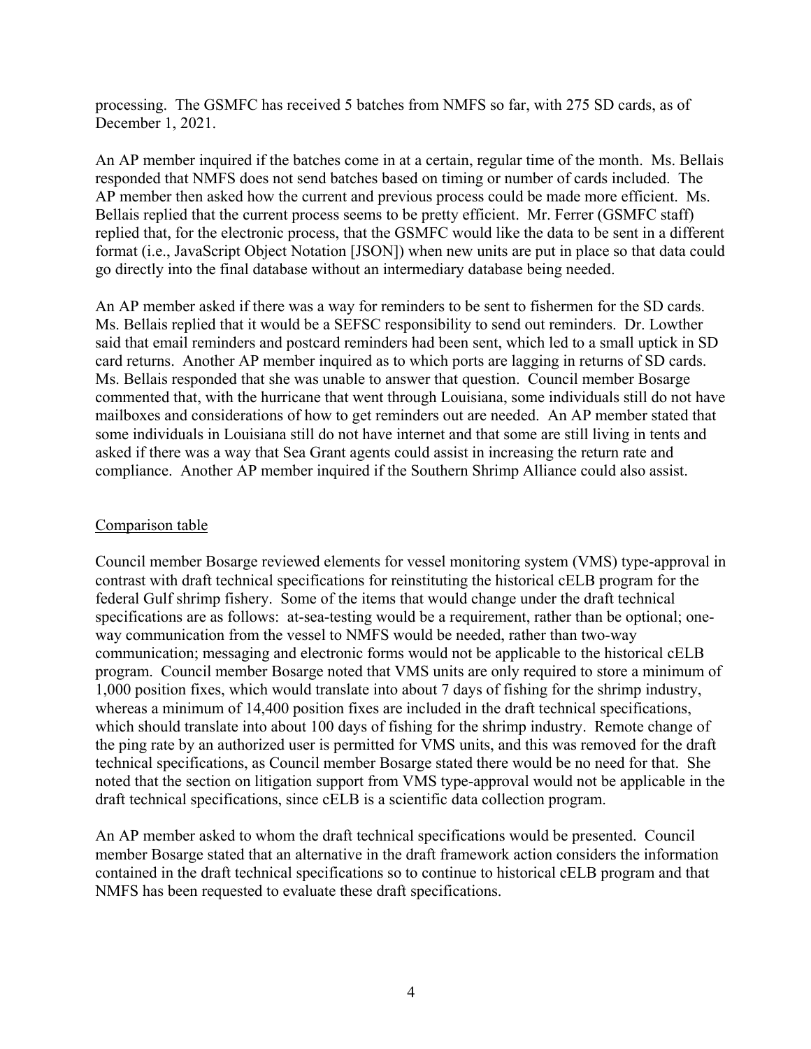processing. The GSMFC has received 5 batches from NMFS so far, with 275 SD cards, as of December 1, 2021.

An AP member inquired if the batches come in at a certain, regular time of the month. Ms. Bellais responded that NMFS does not send batches based on timing or number of cards included. The AP member then asked how the current and previous process could be made more efficient. Ms. Bellais replied that the current process seems to be pretty efficient. Mr. Ferrer (GSMFC staff) replied that, for the electronic process, that the GSMFC would like the data to be sent in a different format (i.e., JavaScript Object Notation [JSON]) when new units are put in place so that data could go directly into the final database without an intermediary database being needed.

An AP member asked if there was a way for reminders to be sent to fishermen for the SD cards. Ms. Bellais replied that it would be a SEFSC responsibility to send out reminders. Dr. Lowther said that email reminders and postcard reminders had been sent, which led to a small uptick in SD card returns. Another AP member inquired as to which ports are lagging in returns of SD cards. Ms. Bellais responded that she was unable to answer that question. Council member Bosarge commented that, with the hurricane that went through Louisiana, some individuals still do not have mailboxes and considerations of how to get reminders out are needed. An AP member stated that some individuals in Louisiana still do not have internet and that some are still living in tents and asked if there was a way that Sea Grant agents could assist in increasing the return rate and compliance. Another AP member inquired if the Southern Shrimp Alliance could also assist.

## Comparison table

Council member Bosarge reviewed elements for vessel monitoring system (VMS) type-approval in contrast with draft technical specifications for reinstituting the historical cELB program for the federal Gulf shrimp fishery. Some of the items that would change under the draft technical specifications are as follows: at-sea-testing would be a requirement, rather than be optional; one-way communication from the vessel to NMFS would be needed, rather than two-way communication; messaging and electronic forms would not be applicable to the historical cELB program. Council member Bosarge noted that VMS units are only required to store a minimum of 1,000 position fixes, which would translate into about 7 days of fishing for the shrimp industry, whereas a minimum of 14,400 position fixes are included in the draft technical specifications, which should translate into about 100 days of fishing for the shrimp industry. Remote change of the ping rate by an authorized user is permitted for VMS units, and this was removed for the draft technical specifications, as Council member Bosarge stated there would be no need for that. She noted that the section on litigation support from VMS type-approval would not be applicable in the draft technical specifications, since cELB is a scientific data collection program.

An AP member asked to whom the draft technical specifications would be presented. Council member Bosarge stated that an alternative in the draft framework action considers the information contained in the draft technical specifications so to continue to historical cELB program and that NMFS has been requested to evaluate these draft specifications.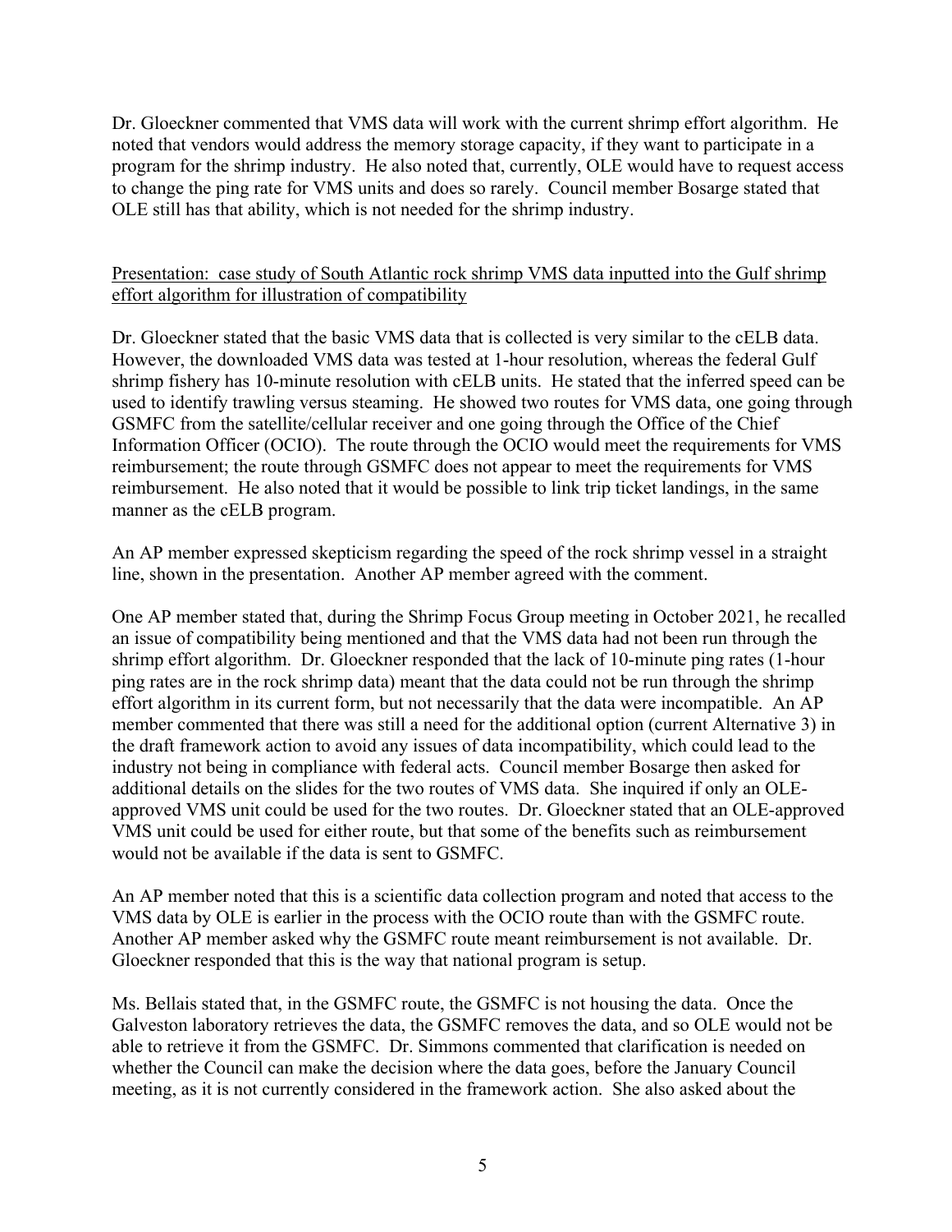Dr. Gloeckner commented that VMS data will work with the current shrimp effort algorithm. He noted that vendors would address the memory storage capacity, if they want to participate in a program for the shrimp industry. He also noted that, currently, OLE would have to request access to change the ping rate for VMS units and does so rarely. Council member Bosarge stated that OLE still has that ability, which is not needed for the shrimp industry.

<u>Presentation: case study of South Atlantic rock shrimp VMS data inputted into the Gulf shrimp effort algorithm for illustration of compatibility</u>

Dr. Gloeckner stated that the basic VMS data that is collected is very similar to the cELB data. However, the downloaded VMS data was tested at 1-hour resolution, whereas the federal Gulf shrimp fishery has 10-minute resolution with cELB units. He stated that the inferred speed can be used to identify trawling versus steaming. He showed two routes for VMS data, one going through GSMFC from the satellite/cellular receiver and one going through the Office of the Chief Information Officer (OCIO). The route through the OCIO would meet the requirements for VMS reimbursement; the route through GSMFC does not appear to meet the requirements for VMS reimbursement. He also noted that it would be possible to link trip ticket landings, in the same manner as the cELB program.

An AP member expressed skepticism regarding the speed of the rock shrimp vessel in a straight line, shown in the presentation. Another AP member agreed with the comment.

One AP member stated that, during the Shrimp Focus Group meeting in October 2021, he recalled an issue of compatibility being mentioned and that the VMS data had not been run through the shrimp effort algorithm. Dr. Gloeckner responded that the lack of 10-minute ping rates (1-hour ping rates are in the rock shrimp data) meant that the data could not be run through the shrimp effort algorithm in its current form, but not necessarily that the data were incompatible. An AP member commented that there was still a need for the additional option (current Alternative 3) in the draft framework action to avoid any issues of data incompatibility, which could lead to the industry not being in compliance with federal acts. Council member Bosarge then asked for additional details on the slides for the two routes of VMS data. She inquired if only an OLE-approved VMS unit could be used for the two routes. Dr. Gloeckner stated that an OLE-approved VMS unit could be used for either route, but that some of the benefits such as reimbursement would not be available if the data is sent to GSMFC.

An AP member noted that this is a scientific data collection program and noted that access to the VMS data by OLE is earlier in the process with the OCIO route than with the GSMFC route. Another AP member asked why the GSMFC route meant reimbursement is not available. Dr. Gloeckner responded that this is the way that national program is setup.

Ms. Bellais stated that, in the GSMFC route, the GSMFC is not housing the data. Once the Galveston laboratory retrieves the data, the GSMFC removes the data, and so OLE would not be able to retrieve it from the GSMFC. Dr. Simmons commented that clarification is needed on whether the Council can make the decision where the data goes, before the January Council meeting, as it is not currently considered in the framework action. She also asked about the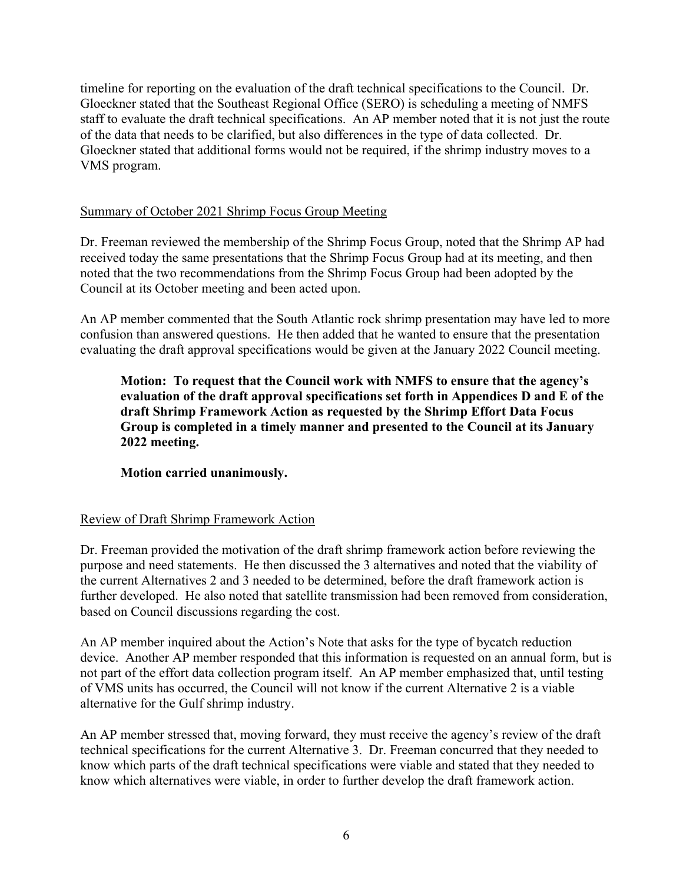timeline for reporting on the evaluation of the draft technical specifications to the Council. Dr. Gloeckner stated that the Southeast Regional Office (SERO) is scheduling a meeting of NMFS staff to evaluate the draft technical specifications. An AP member noted that it is not just the route of the data that needs to be clarified, but also differences in the type of data collected. Dr. Gloeckner stated that additional forms would not be required, if the shrimp industry moves to a VMS program.

## Summary of October 2021 Shrimp Focus Group Meeting

Dr. Freeman reviewed the membership of the Shrimp Focus Group, noted that the Shrimp AP had received today the same presentations that the Shrimp Focus Group had at its meeting, and then noted that the two recommendations from the Shrimp Focus Group had been adopted by the Council at its October meeting and been acted upon.

An AP member commented that the South Atlantic rock shrimp presentation may have led to more confusion than answered questions. He then added that he wanted to ensure that the presentation evaluating the draft approval specifications would be given at the January 2022 Council meeting.

> **Motion: To request that the Council work with NMFS to ensure that the agency's evaluation of the draft approval specifications set forth in Appendices D and E of the draft Shrimp Framework Action as requested by the Shrimp Effort Data Focus Group is completed in a timely manner and presented to the Council at its January 2022 meeting.**
>
> **Motion carried unanimously.**

## Review of Draft Shrimp Framework Action

Dr. Freeman provided the motivation of the draft shrimp framework action before reviewing the purpose and need statements. He then discussed the 3 alternatives and noted that the viability of the current Alternatives 2 and 3 needed to be determined, before the draft framework action is further developed. He also noted that satellite transmission had been removed from consideration, based on Council discussions regarding the cost.

An AP member inquired about the Action's Note that asks for the type of bycatch reduction device. Another AP member responded that this information is requested on an annual form, but is not part of the effort data collection program itself. An AP member emphasized that, until testing of VMS units has occurred, the Council will not know if the current Alternative 2 is a viable alternative for the Gulf shrimp industry.

An AP member stressed that, moving forward, they must receive the agency's review of the draft technical specifications for the current Alternative 3. Dr. Freeman concurred that they needed to know which parts of the draft technical specifications were viable and stated that they needed to know which alternatives were viable, in order to further develop the draft framework action.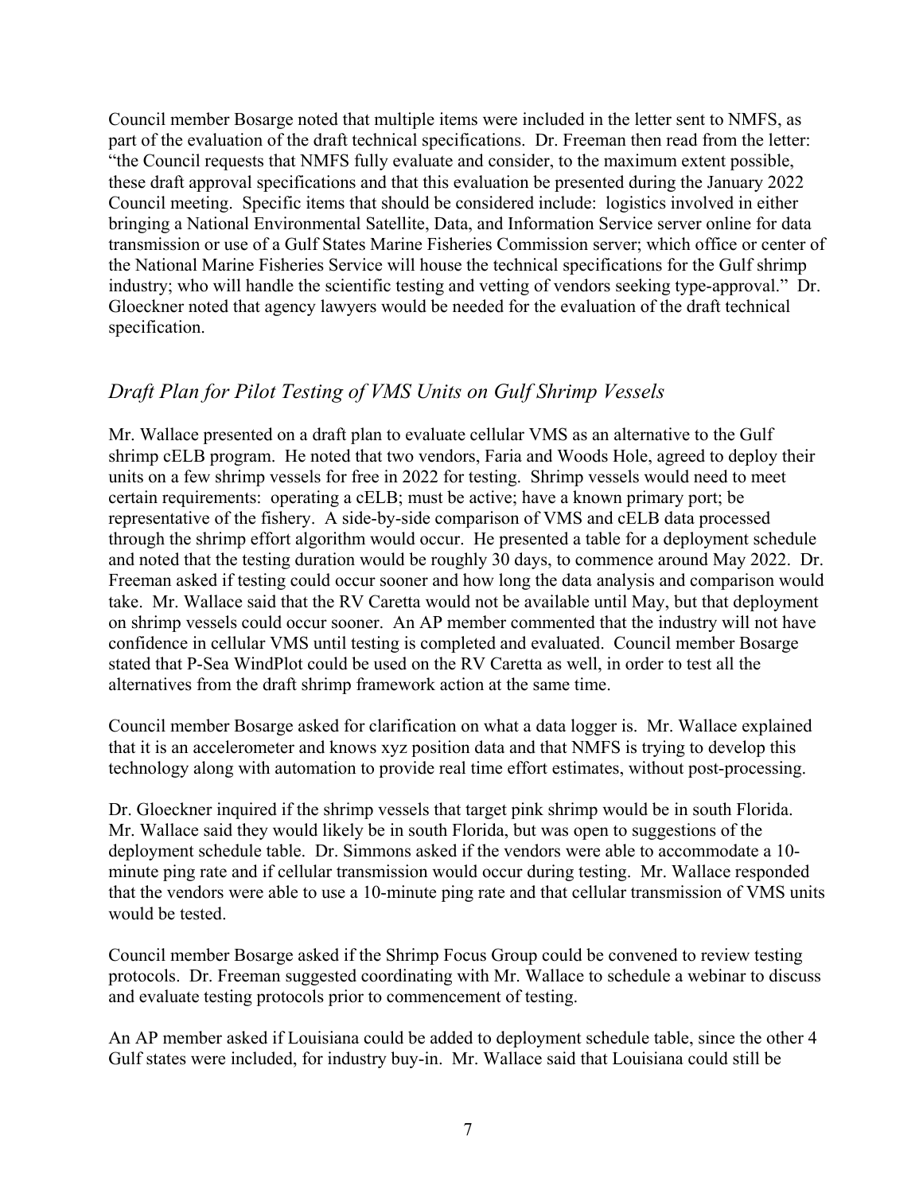Council member Bosarge noted that multiple items were included in the letter sent to NMFS, as part of the evaluation of the draft technical specifications. Dr. Freeman then read from the letter: "the Council requests that NMFS fully evaluate and consider, to the maximum extent possible, these draft approval specifications and that this evaluation be presented during the January 2022 Council meeting. Specific items that should be considered include: logistics involved in either bringing a National Environmental Satellite, Data, and Information Service server online for data transmission or use of a Gulf States Marine Fisheries Commission server; which office or center of the National Marine Fisheries Service will house the technical specifications for the Gulf shrimp industry; who will handle the scientific testing and vetting of vendors seeking type-approval." Dr. Gloeckner noted that agency lawyers would be needed for the evaluation of the draft technical specification.

## *Draft Plan for Pilot Testing of VMS Units on Gulf Shrimp Vessels*

Mr. Wallace presented on a draft plan to evaluate cellular VMS as an alternative to the Gulf shrimp cELB program. He noted that two vendors, Faria and Woods Hole, agreed to deploy their units on a few shrimp vessels for free in 2022 for testing. Shrimp vessels would need to meet certain requirements: operating a cELB; must be active; have a known primary port; be representative of the fishery. A side-by-side comparison of VMS and cELB data processed through the shrimp effort algorithm would occur. He presented a table for a deployment schedule and noted that the testing duration would be roughly 30 days, to commence around May 2022. Dr. Freeman asked if testing could occur sooner and how long the data analysis and comparison would take. Mr. Wallace said that the RV Caretta would not be available until May, but that deployment on shrimp vessels could occur sooner. An AP member commented that the industry will not have confidence in cellular VMS until testing is completed and evaluated. Council member Bosarge stated that P-Sea WindPlot could be used on the RV Caretta as well, in order to test all the alternatives from the draft shrimp framework action at the same time.

Council member Bosarge asked for clarification on what a data logger is. Mr. Wallace explained that it is an accelerometer and knows xyz position data and that NMFS is trying to develop this technology along with automation to provide real time effort estimates, without post-processing.

Dr. Gloeckner inquired if the shrimp vessels that target pink shrimp would be in south Florida. Mr. Wallace said they would likely be in south Florida, but was open to suggestions of the deployment schedule table. Dr. Simmons asked if the vendors were able to accommodate a 10-minute ping rate and if cellular transmission would occur during testing. Mr. Wallace responded that the vendors were able to use a 10-minute ping rate and that cellular transmission of VMS units would be tested.

Council member Bosarge asked if the Shrimp Focus Group could be convened to review testing protocols. Dr. Freeman suggested coordinating with Mr. Wallace to schedule a webinar to discuss and evaluate testing protocols prior to commencement of testing.

An AP member asked if Louisiana could be added to deployment schedule table, since the other 4 Gulf states were included, for industry buy-in. Mr. Wallace said that Louisiana could still be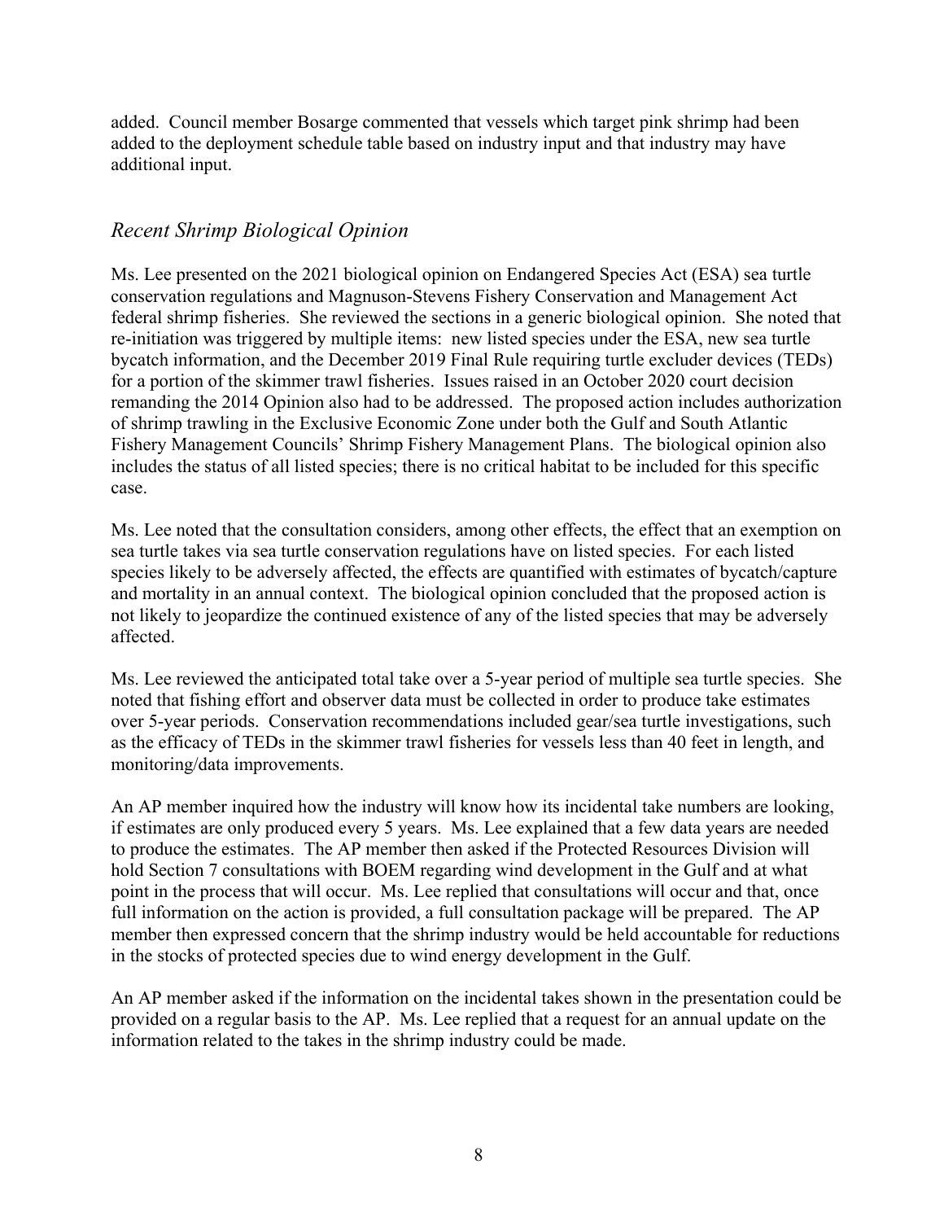added. Council member Bosarge commented that vessels which target pink shrimp had been added to the deployment schedule table based on industry input and that industry may have additional input.

## *Recent Shrimp Biological Opinion*

Ms. Lee presented on the 2021 biological opinion on Endangered Species Act (ESA) sea turtle conservation regulations and Magnuson-Stevens Fishery Conservation and Management Act federal shrimp fisheries. She reviewed the sections in a generic biological opinion. She noted that re-initiation was triggered by multiple items: new listed species under the ESA, new sea turtle bycatch information, and the December 2019 Final Rule requiring turtle excluder devices (TEDs) for a portion of the skimmer trawl fisheries. Issues raised in an October 2020 court decision remanding the 2014 Opinion also had to be addressed. The proposed action includes authorization of shrimp trawling in the Exclusive Economic Zone under both the Gulf and South Atlantic Fishery Management Councils' Shrimp Fishery Management Plans. The biological opinion also includes the status of all listed species; there is no critical habitat to be included for this specific case.

Ms. Lee noted that the consultation considers, among other effects, the effect that an exemption on sea turtle takes via sea turtle conservation regulations have on listed species. For each listed species likely to be adversely affected, the effects are quantified with estimates of bycatch/capture and mortality in an annual context. The biological opinion concluded that the proposed action is not likely to jeopardize the continued existence of any of the listed species that may be adversely affected.

Ms. Lee reviewed the anticipated total take over a 5-year period of multiple sea turtle species. She noted that fishing effort and observer data must be collected in order to produce take estimates over 5-year periods. Conservation recommendations included gear/sea turtle investigations, such as the efficacy of TEDs in the skimmer trawl fisheries for vessels less than 40 feet in length, and monitoring/data improvements.

An AP member inquired how the industry will know how its incidental take numbers are looking, if estimates are only produced every 5 years. Ms. Lee explained that a few data years are needed to produce the estimates. The AP member then asked if the Protected Resources Division will hold Section 7 consultations with BOEM regarding wind development in the Gulf and at what point in the process that will occur. Ms. Lee replied that consultations will occur and that, once full information on the action is provided, a full consultation package will be prepared. The AP member then expressed concern that the shrimp industry would be held accountable for reductions in the stocks of protected species due to wind energy development in the Gulf.

An AP member asked if the information on the incidental takes shown in the presentation could be provided on a regular basis to the AP. Ms. Lee replied that a request for an annual update on the information related to the takes in the shrimp industry could be made.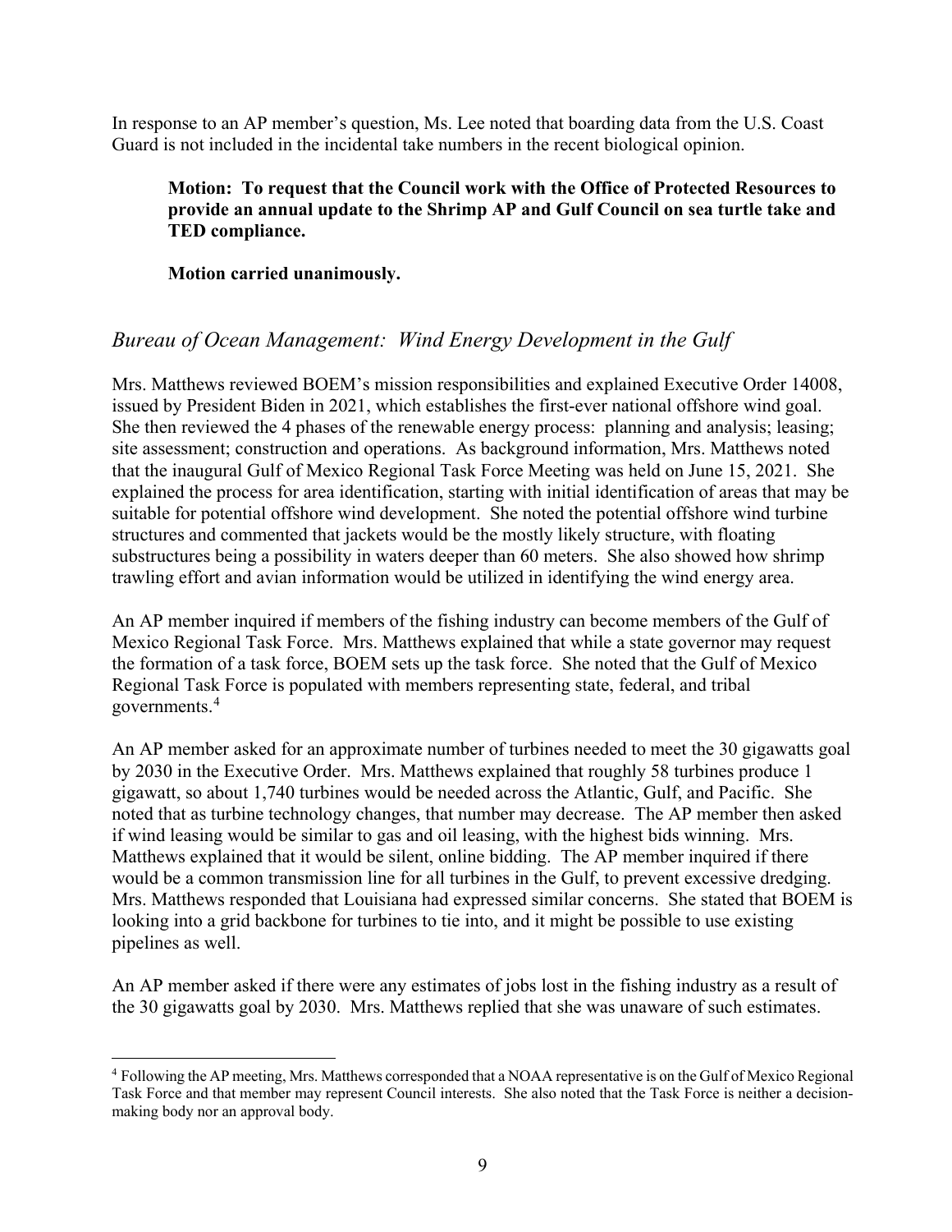In response to an AP member's question, Ms. Lee noted that boarding data from the U.S. Coast Guard is not included in the incidental take numbers in the recent biological opinion.

> **Motion: To request that the Council work with the Office of Protected Resources to provide an annual update to the Shrimp AP and Gulf Council on sea turtle take and TED compliance.**
>
> **Motion carried unanimously.**

## *Bureau of Ocean Management: Wind Energy Development in the Gulf*

Mrs. Matthews reviewed BOEM's mission responsibilities and explained Executive Order 14008, issued by President Biden in 2021, which establishes the first-ever national offshore wind goal. She then reviewed the 4 phases of the renewable energy process: planning and analysis; leasing; site assessment; construction and operations. As background information, Mrs. Matthews noted that the inaugural Gulf of Mexico Regional Task Force Meeting was held on June 15, 2021. She explained the process for area identification, starting with initial identification of areas that may be suitable for potential offshore wind development. She noted the potential offshore wind turbine structures and commented that jackets would be the mostly likely structure, with floating substructures being a possibility in waters deeper than 60 meters. She also showed how shrimp trawling effort and avian information would be utilized in identifying the wind energy area.

An AP member inquired if members of the fishing industry can become members of the Gulf of Mexico Regional Task Force. Mrs. Matthews explained that while a state governor may request the formation of a task force, BOEM sets up the task force. She noted that the Gulf of Mexico Regional Task Force is populated with members representing state, federal, and tribal governments.[4]

An AP member asked for an approximate number of turbines needed to meet the 30 gigawatts goal by 2030 in the Executive Order. Mrs. Matthews explained that roughly 58 turbines produce 1 gigawatt, so about 1,740 turbines would be needed across the Atlantic, Gulf, and Pacific. She noted that as turbine technology changes, that number may decrease. The AP member then asked if wind leasing would be similar to gas and oil leasing, with the highest bids winning. Mrs. Matthews explained that it would be silent, online bidding. The AP member inquired if there would be a common transmission line for all turbines in the Gulf, to prevent excessive dredging. Mrs. Matthews responded that Louisiana had expressed similar concerns. She stated that BOEM is looking into a grid backbone for turbines to tie into, and it might be possible to use existing pipelines as well.

An AP member asked if there were any estimates of jobs lost in the fishing industry as a result of the 30 gigawatts goal by 2030. Mrs. Matthews replied that she was unaware of such estimates.

---

[4] Following the AP meeting, Mrs. Matthews corresponded that a NOAA representative is on the Gulf of Mexico Regional Task Force and that member may represent Council interests. She also noted that the Task Force is neither a decision-making body nor an approval body.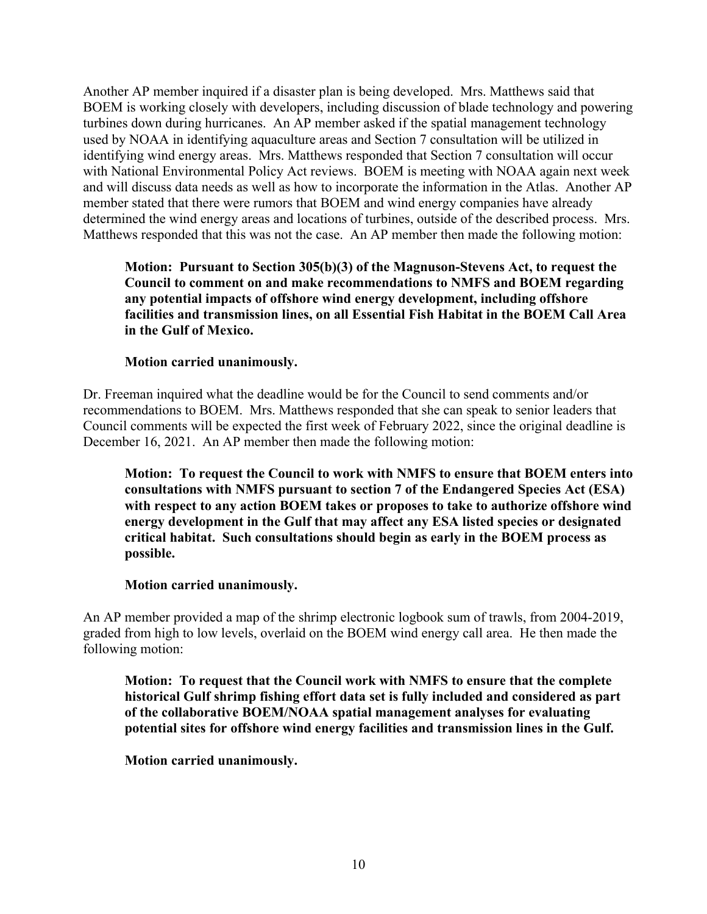Another AP member inquired if a disaster plan is being developed. Mrs. Matthews said that BOEM is working closely with developers, including discussion of blade technology and powering turbines down during hurricanes. An AP member asked if the spatial management technology used by NOAA in identifying aquaculture areas and Section 7 consultation will be utilized in identifying wind energy areas. Mrs. Matthews responded that Section 7 consultation will occur with National Environmental Policy Act reviews. BOEM is meeting with NOAA again next week and will discuss data needs as well as how to incorporate the information in the Atlas. Another AP member stated that there were rumors that BOEM and wind energy companies have already determined the wind energy areas and locations of turbines, outside of the described process. Mrs. Matthews responded that this was not the case. An AP member then made the following motion:

> **Motion: Pursuant to Section 305(b)(3) of the Magnuson-Stevens Act, to request the Council to comment on and make recommendations to NMFS and BOEM regarding any potential impacts of offshore wind energy development, including offshore facilities and transmission lines, on all Essential Fish Habitat in the BOEM Call Area in the Gulf of Mexico.**
>
> **Motion carried unanimously.**

Dr. Freeman inquired what the deadline would be for the Council to send comments and/or recommendations to BOEM. Mrs. Matthews responded that she can speak to senior leaders that Council comments will be expected the first week of February 2022, since the original deadline is December 16, 2021. An AP member then made the following motion:

> **Motion: To request the Council to work with NMFS to ensure that BOEM enters into consultations with NMFS pursuant to section 7 of the Endangered Species Act (ESA) with respect to any action BOEM takes or proposes to take to authorize offshore wind energy development in the Gulf that may affect any ESA listed species or designated critical habitat. Such consultations should begin as early in the BOEM process as possible.**
>
> **Motion carried unanimously.**

An AP member provided a map of the shrimp electronic logbook sum of trawls, from 2004-2019, graded from high to low levels, overlaid on the BOEM wind energy call area. He then made the following motion:

> **Motion: To request that the Council work with NMFS to ensure that the complete historical Gulf shrimp fishing effort data set is fully included and considered as part of the collaborative BOEM/NOAA spatial management analyses for evaluating potential sites for offshore wind energy facilities and transmission lines in the Gulf.**
>
> **Motion carried unanimously.**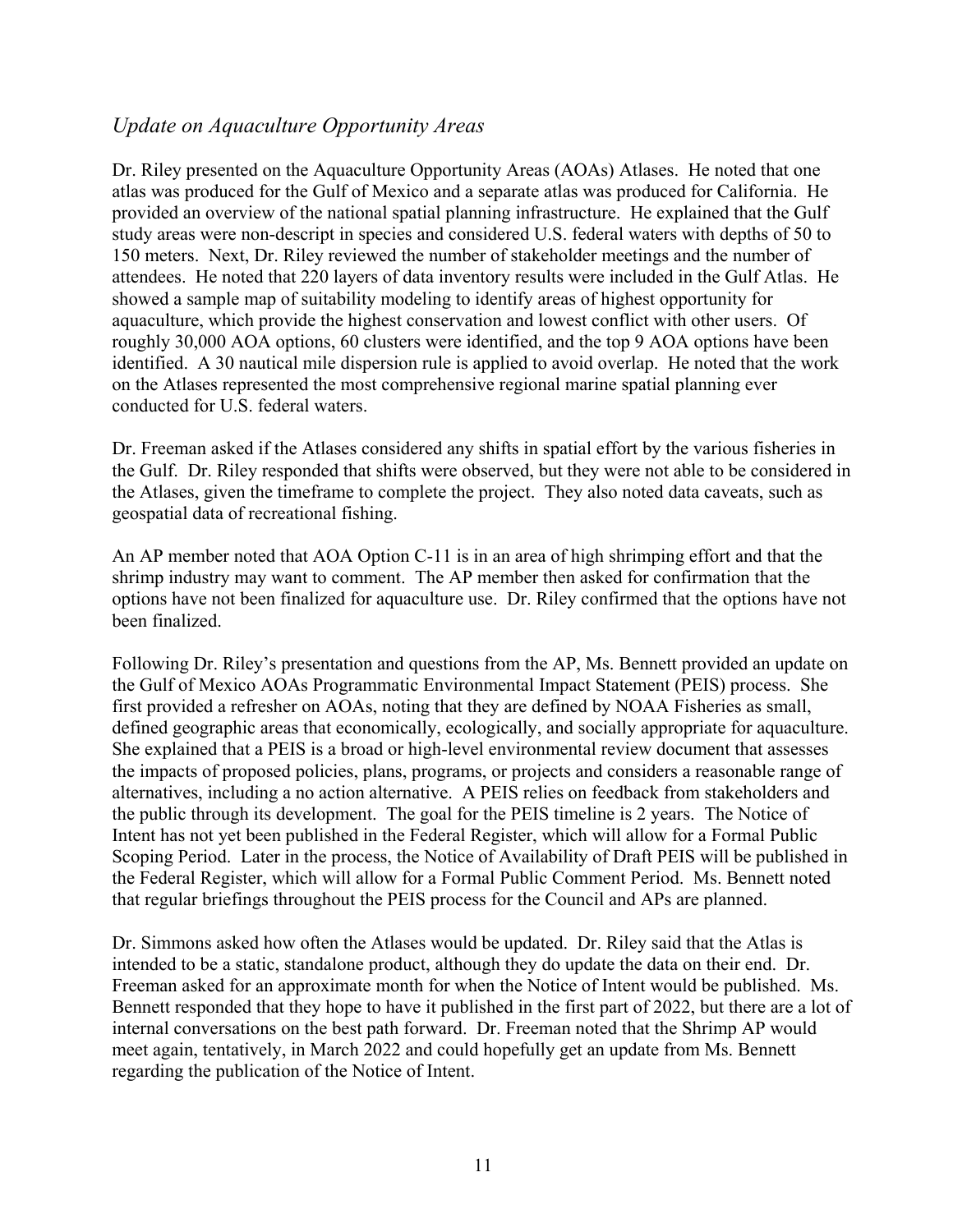## *Update on Aquaculture Opportunity Areas*

Dr. Riley presented on the Aquaculture Opportunity Areas (AOAs) Atlases. He noted that one atlas was produced for the Gulf of Mexico and a separate atlas was produced for California. He provided an overview of the national spatial planning infrastructure. He explained that the Gulf study areas were non-descript in species and considered U.S. federal waters with depths of 50 to 150 meters. Next, Dr. Riley reviewed the number of stakeholder meetings and the number of attendees. He noted that 220 layers of data inventory results were included in the Gulf Atlas. He showed a sample map of suitability modeling to identify areas of highest opportunity for aquaculture, which provide the highest conservation and lowest conflict with other users. Of roughly 30,000 AOA options, 60 clusters were identified, and the top 9 AOA options have been identified. A 30 nautical mile dispersion rule is applied to avoid overlap. He noted that the work on the Atlases represented the most comprehensive regional marine spatial planning ever conducted for U.S. federal waters.

Dr. Freeman asked if the Atlases considered any shifts in spatial effort by the various fisheries in the Gulf. Dr. Riley responded that shifts were observed, but they were not able to be considered in the Atlases, given the timeframe to complete the project. They also noted data caveats, such as geospatial data of recreational fishing.

An AP member noted that AOA Option C-11 is in an area of high shrimping effort and that the shrimp industry may want to comment. The AP member then asked for confirmation that the options have not been finalized for aquaculture use. Dr. Riley confirmed that the options have not been finalized.

Following Dr. Riley's presentation and questions from the AP, Ms. Bennett provided an update on the Gulf of Mexico AOAs Programmatic Environmental Impact Statement (PEIS) process. She first provided a refresher on AOAs, noting that they are defined by NOAA Fisheries as small, defined geographic areas that economically, ecologically, and socially appropriate for aquaculture. She explained that a PEIS is a broad or high-level environmental review document that assesses the impacts of proposed policies, plans, programs, or projects and considers a reasonable range of alternatives, including a no action alternative. A PEIS relies on feedback from stakeholders and the public through its development. The goal for the PEIS timeline is 2 years. The Notice of Intent has not yet been published in the Federal Register, which will allow for a Formal Public Scoping Period. Later in the process, the Notice of Availability of Draft PEIS will be published in the Federal Register, which will allow for a Formal Public Comment Period. Ms. Bennett noted that regular briefings throughout the PEIS process for the Council and APs are planned.

Dr. Simmons asked how often the Atlases would be updated. Dr. Riley said that the Atlas is intended to be a static, standalone product, although they do update the data on their end. Dr. Freeman asked for an approximate month for when the Notice of Intent would be published. Ms. Bennett responded that they hope to have it published in the first part of 2022, but there are a lot of internal conversations on the best path forward. Dr. Freeman noted that the Shrimp AP would meet again, tentatively, in March 2022 and could hopefully get an update from Ms. Bennett regarding the publication of the Notice of Intent.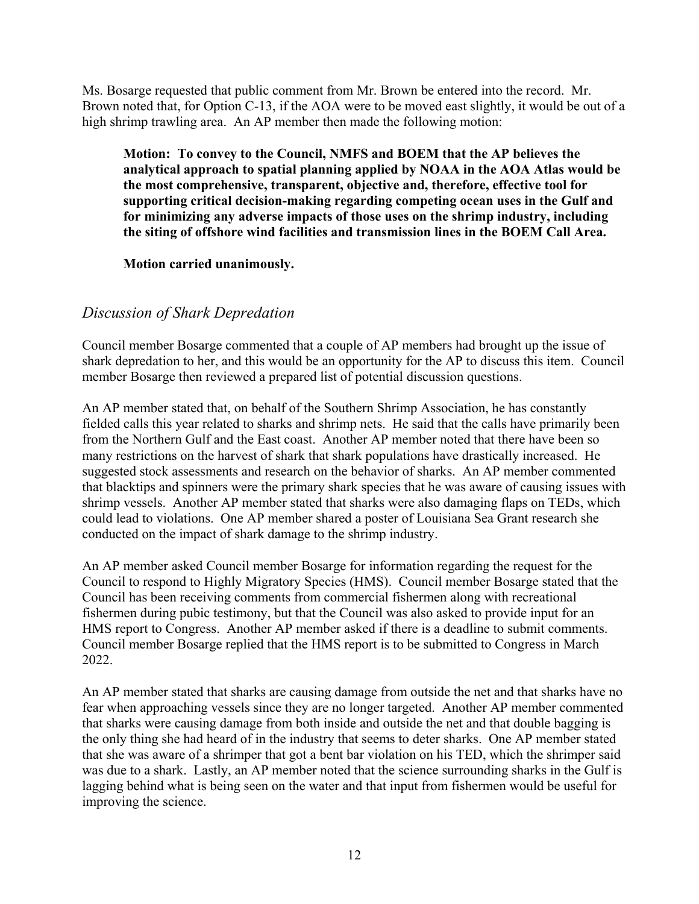Ms. Bosarge requested that public comment from Mr. Brown be entered into the record. Mr. Brown noted that, for Option C-13, if the AOA were to be moved east slightly, it would be out of a high shrimp trawling area. An AP member then made the following motion:

> **Motion: To convey to the Council, NMFS and BOEM that the AP believes the analytical approach to spatial planning applied by NOAA in the AOA Atlas would be the most comprehensive, transparent, objective and, therefore, effective tool for supporting critical decision-making regarding competing ocean uses in the Gulf and for minimizing any adverse impacts of those uses on the shrimp industry, including the siting of offshore wind facilities and transmission lines in the BOEM Call Area.**
>
> **Motion carried unanimously.**

## *Discussion of Shark Depredation*

Council member Bosarge commented that a couple of AP members had brought up the issue of shark depredation to her, and this would be an opportunity for the AP to discuss this item. Council member Bosarge then reviewed a prepared list of potential discussion questions.

An AP member stated that, on behalf of the Southern Shrimp Association, he has constantly fielded calls this year related to sharks and shrimp nets. He said that the calls have primarily been from the Northern Gulf and the East coast. Another AP member noted that there have been so many restrictions on the harvest of shark that shark populations have drastically increased. He suggested stock assessments and research on the behavior of sharks. An AP member commented that blacktips and spinners were the primary shark species that he was aware of causing issues with shrimp vessels. Another AP member stated that sharks were also damaging flaps on TEDs, which could lead to violations. One AP member shared a poster of Louisiana Sea Grant research she conducted on the impact of shark damage to the shrimp industry.

An AP member asked Council member Bosarge for information regarding the request for the Council to respond to Highly Migratory Species (HMS). Council member Bosarge stated that the Council has been receiving comments from commercial fishermen along with recreational fishermen during pubic testimony, but that the Council was also asked to provide input for an HMS report to Congress. Another AP member asked if there is a deadline to submit comments. Council member Bosarge replied that the HMS report is to be submitted to Congress in March 2022.

An AP member stated that sharks are causing damage from outside the net and that sharks have no fear when approaching vessels since they are no longer targeted. Another AP member commented that sharks were causing damage from both inside and outside the net and that double bagging is the only thing she had heard of in the industry that seems to deter sharks. One AP member stated that she was aware of a shrimper that got a bent bar violation on his TED, which the shrimper said was due to a shark. Lastly, an AP member noted that the science surrounding sharks in the Gulf is lagging behind what is being seen on the water and that input from fishermen would be useful for improving the science.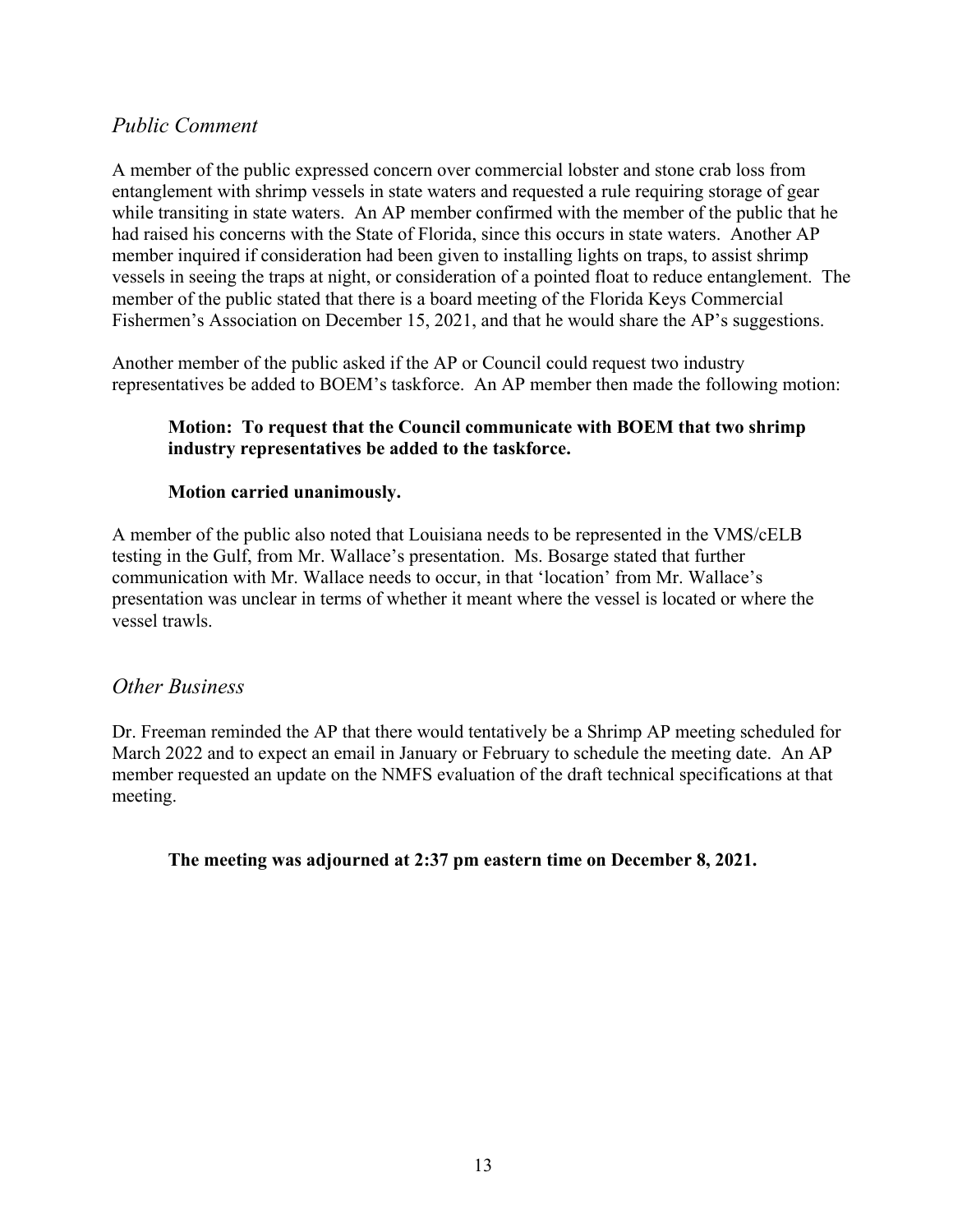## *Public Comment*

A member of the public expressed concern over commercial lobster and stone crab loss from entanglement with shrimp vessels in state waters and requested a rule requiring storage of gear while transiting in state waters. An AP member confirmed with the member of the public that he had raised his concerns with the State of Florida, since this occurs in state waters. Another AP member inquired if consideration had been given to installing lights on traps, to assist shrimp vessels in seeing the traps at night, or consideration of a pointed float to reduce entanglement. The member of the public stated that there is a board meeting of the Florida Keys Commercial Fishermen's Association on December 15, 2021, and that he would share the AP's suggestions.

Another member of the public asked if the AP or Council could request two industry representatives be added to BOEM's taskforce. An AP member then made the following motion:

> **Motion: To request that the Council communicate with BOEM that two shrimp industry representatives be added to the taskforce.**
>
> **Motion carried unanimously.**

A member of the public also noted that Louisiana needs to be represented in the VMS/cELB testing in the Gulf, from Mr. Wallace's presentation. Ms. Bosarge stated that further communication with Mr. Wallace needs to occur, in that 'location' from Mr. Wallace's presentation was unclear in terms of whether it meant where the vessel is located or where the vessel trawls.

## *Other Business*

Dr. Freeman reminded the AP that there would tentatively be a Shrimp AP meeting scheduled for March 2022 and to expect an email in January or February to schedule the meeting date. An AP member requested an update on the NMFS evaluation of the draft technical specifications at that meeting.

> **The meeting was adjourned at 2:37 pm eastern time on December 8, 2021.**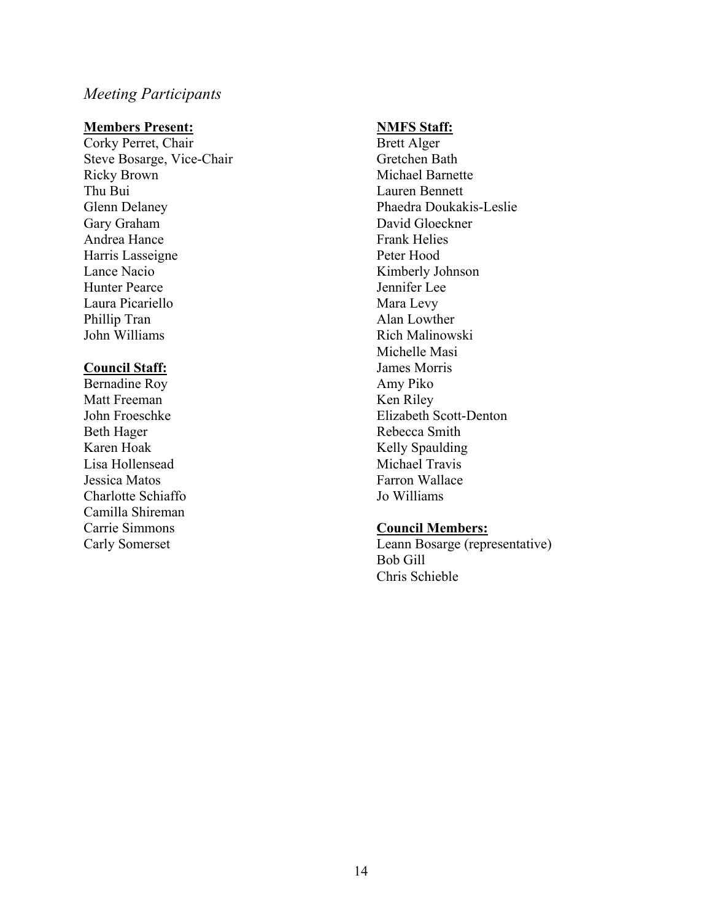*Meeting Participants*

**Members Present:**

Corky Perret, Chair
Steve Bosarge, Vice-Chair
Ricky Brown
Thu Bui
Glenn Delaney
Gary Graham
Andrea Hance
Harris Lasseigne
Lance Nacio
Hunter Pearce
Laura Picariello
Phillip Tran
John Williams

**Council Staff:**

Bernadine Roy
Matt Freeman
John Froeschke
Beth Hager
Karen Hoak
Lisa Hollensead
Jessica Matos
Charlotte Schiaffo
Camilla Shireman
Carrie Simmons
Carly Somerset

**NMFS Staff:**

Brett Alger
Gretchen Bath
Michael Barnette
Lauren Bennett
Phaedra Doukakis-Leslie
David Gloeckner
Frank Helies
Peter Hood
Kimberly Johnson
Jennifer Lee
Mara Levy
Alan Lowther
Rich Malinowski
Michelle Masi
James Morris
Amy Piko
Ken Riley
Elizabeth Scott-Denton
Rebecca Smith
Kelly Spaulding
Michael Travis
Farron Wallace
Jo Williams

**Council Members:**

Leann Bosarge (representative)
Bob Gill
Chris Schieble